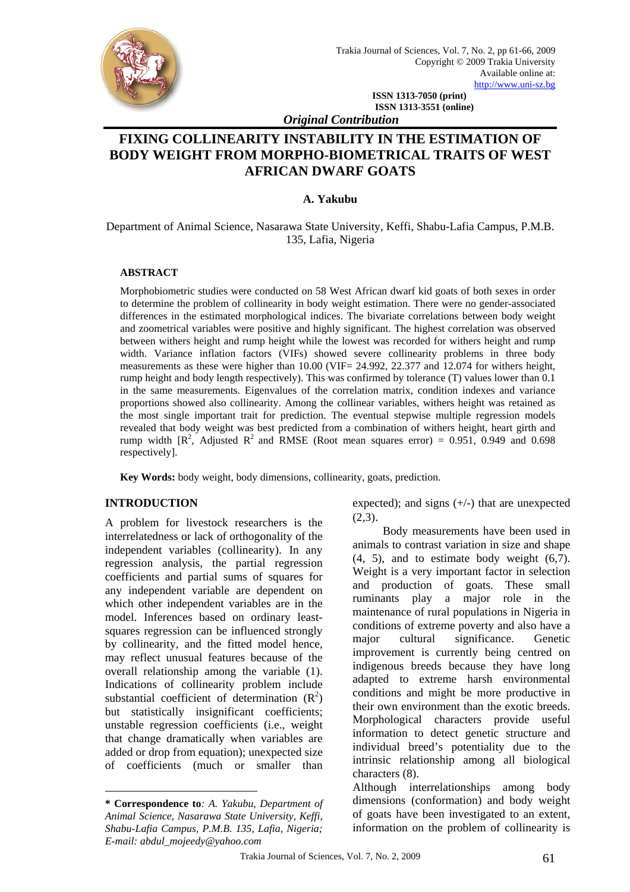Original Contribution

# FIXING COLLINEARITY INSTABILITY IN THE ESTIMATION OF BODY WEIGHT FROM MORPHO-BIOMETRICAL TRAITS OF WEST AFRICAN DWARF GOATS

**A. Yakubu**

Department of Animal Science, Nasarawa State University, Keffi, Shabu-Lafia Campus, P.M.B. 135, Lafia, Nigeria

## ABSTRACT

Morphobiometric studies were conducted on 58 West African dwarf kid goats of both sexes in order to determine the problem of collinearity in body weight estimation. There were no gender-associated differences in the estimated morphological indices. The bivariate correlations between body weight and zoometrical variables were positive and highly significant. The highest correlation was observed between withers height and rump height while the lowest was recorded for withers height and rump width. Variance inflation factors (VIFs) showed severe collinearity problems in three body measurements as these were higher than 10.00 (VIF= 24.992, 22.377 and 12.074 for withers height, rump height and body length respectively). This was confirmed by tolerance (T) values lower than 0.1 in the same measurements. Eigenvalues of the correlation matrix, condition indexes and variance proportions showed also collinearity. Among the collinear variables, withers height was retained as the most single important trait for prediction. The eventual stepwise multiple regression models revealed that body weight was best predicted from a combination of withers height, heart girth and rump width [$R^2$, Adjusted $R^2$ and RMSE (Root mean squares error) = 0.951, 0.949 and 0.698 respectively].

**Key Words:** body weight, body dimensions, collinearity, goats, prediction.

## INTRODUCTION

A problem for livestock researchers is the interrelatedness or lack of orthogonality of the independent variables (collinearity). In any regression analysis, the partial regression coefficients and partial sums of squares for any independent variable are dependent on which other independent variables are in the model. Inferences based on ordinary least-squares regression can be influenced strongly by collinearity, and the fitted model hence, may reflect unusual features because of the overall relationship among the variable (1). Indications of collinearity problem include substantial coefficient of determination ($R^2$) but statistically insignificant coefficients; unstable regression coefficients (i.e., weight that change dramatically when variables are added or drop from equation); unexpected size of coefficients (much or smaller than expected); and signs (+/-) that are unexpected (2,3).

Body measurements have been used in animals to contrast variation in size and shape (4, 5), and to estimate body weight (6,7). Weight is a very important factor in selection and production of goats. These small ruminants play a major role in the maintenance of rural populations in Nigeria in conditions of extreme poverty and also have a major cultural significance. Genetic improvement is currently being centred on indigenous breeds because they have long adapted to extreme harsh environmental conditions and might be more productive in their own environment than the exotic breeds. Morphological characters provide useful information to detect genetic structure and individual breed's potentiality due to the intrinsic relationship among all biological characters (8).

Although interrelationships among body dimensions (conformation) and body weight of goats have been investigated to an extent, information on the problem of collinearity is

---

**\* Correspondence to**: *A. Yakubu, Department of Animal Science, Nasarawa State University, Keffi, Shabu-Lafia Campus, P.M.B. 135, Lafia, Nigeria; E-mail: abdul_mojeedy@yahoo.com*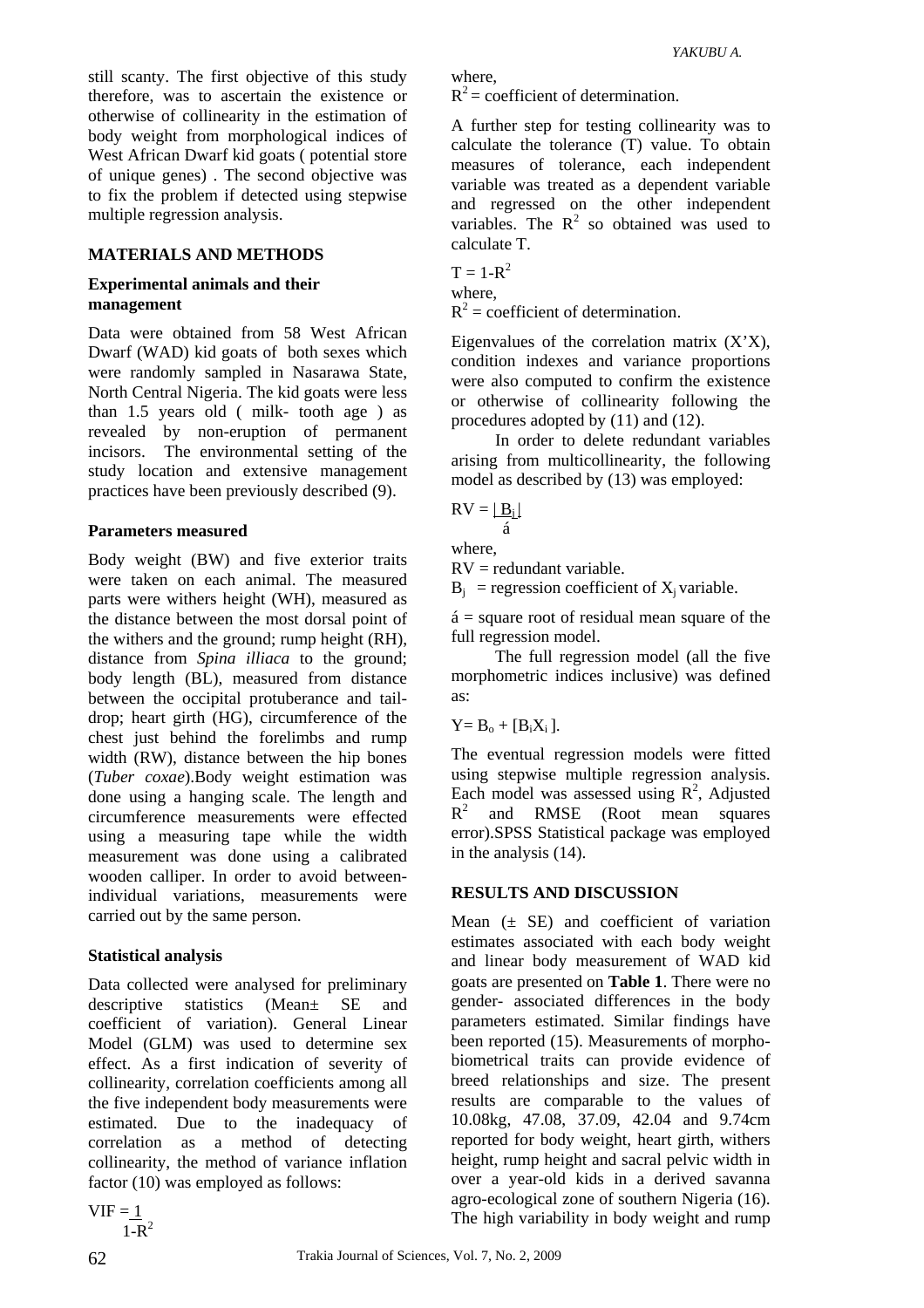still scanty. The first objective of this study therefore, was to ascertain the existence or otherwise of collinearity in the estimation of body weight from morphological indices of West African Dwarf kid goats ( potential store of unique genes) . The second objective was to fix the problem if detected using stepwise multiple regression analysis.

## MATERIALS AND METHODS

### Experimental animals and their management

Data were obtained from 58 West African Dwarf (WAD) kid goats of both sexes which were randomly sampled in Nasarawa State, North Central Nigeria. The kid goats were less than 1.5 years old ( milk- tooth age ) as revealed by non-eruption of permanent incisors. The environmental setting of the study location and extensive management practices have been previously described (9).

### Parameters measured

Body weight (BW) and five exterior traits were taken on each animal. The measured parts were withers height (WH), measured as the distance between the most dorsal point of the withers and the ground; rump height (RH), distance from *Spina illiaca* to the ground; body length (BL), measured from distance between the occipital protuberance and tail-drop; heart girth (HG), circumference of the chest just behind the forelimbs and rump width (RW), distance between the hip bones (*Tuber coxae*).Body weight estimation was done using a hanging scale. The length and circumference measurements were effected using a measuring tape while the width measurement was done using a calibrated wooden calliper. In order to avoid between-individual variations, measurements were carried out by the same person.

### Statistical analysis

Data collected were analysed for preliminary descriptive statistics (Mean± SE and coefficient of variation). General Linear Model (GLM) was used to determine sex effect. As a first indication of severity of collinearity, correlation coefficients among all the five independent body measurements were estimated. Due to the inadequacy of correlation as a method of detecting collinearity, the method of variance inflation factor (10) was employed as follows:

$$VIF = \frac{1}{1-R^2}$$

where,
$R^2$ = coefficient of determination.

A further step for testing collinearity was to calculate the tolerance (T) value. To obtain measures of tolerance, each independent variable was treated as a dependent variable and regressed on the other independent variables. The $R^2$ so obtained was used to calculate T.

$$T = 1-R^2$$

where,
$R^2$ = coefficient of determination.

Eigenvalues of the correlation matrix (X’X), condition indexes and variance proportions were also computed to confirm the existence or otherwise of collinearity following the procedures adopted by (11) and (12).

In order to delete redundant variables arising from multicollinearity, the following model as described by (13) was employed:

$$RV = \frac{|B_j|}{á}$$

where,
RV = redundant variable.
$B_j$ = regression coefficient of $X_j$ variable.

á = square root of residual mean square of the full regression model.

The full regression model (all the five morphometric indices inclusive) was defined as:

$$Y= B_o + [B_iX_i ].$$

The eventual regression models were fitted using stepwise multiple regression analysis. Each model was assessed using $R^2$, Adjusted $R^2$ and RMSE (Root mean squares error).SPSS Statistical package was employed in the analysis (14).

## RESULTS AND DISCUSSION

Mean (± SE) and coefficient of variation estimates associated with each body weight and linear body measurement of WAD kid goats are presented on **Table 1**. There were no gender- associated differences in the body parameters estimated. Similar findings have been reported (15). Measurements of morpho-biometrical traits can provide evidence of breed relationships and size. The present results are comparable to the values of 10.08kg, 47.08, 37.09, 42.04 and 9.74cm reported for body weight, heart girth, withers height, rump height and sacral pelvic width in over a year-old kids in a derived savanna agro-ecological zone of southern Nigeria (16). The high variability in body weight and rump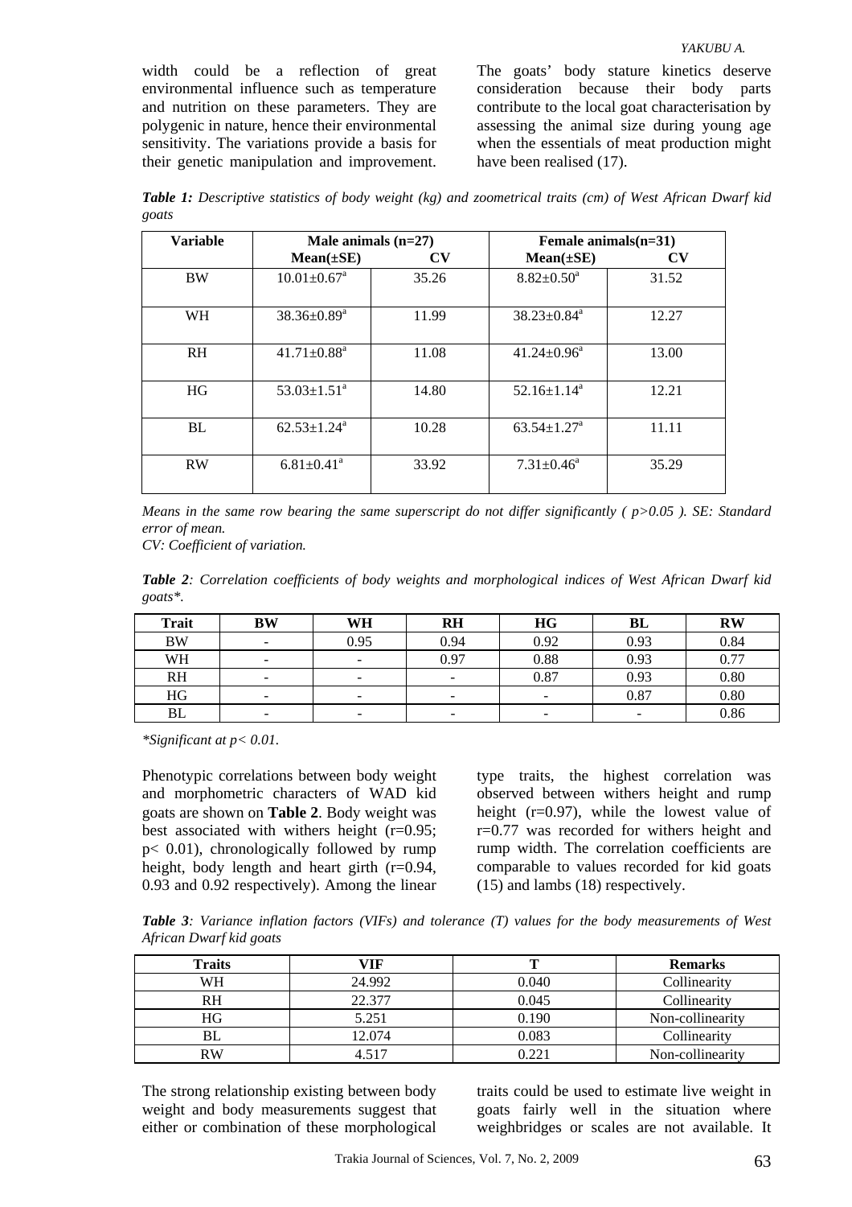width could be a reflection of great environmental influence such as temperature and nutrition on these parameters. They are polygenic in nature, hence their environmental sensitivity. The variations provide a basis for their genetic manipulation and improvement. The goats' body stature kinetics deserve consideration because their body parts contribute to the local goat characterisation by assessing the animal size during young age when the essentials of meat production might have been realised (17).

***Table 1:*** *Descriptive statistics of body weight (kg) and zoometrical traits (cm) of West African Dwarf kid goats*

| Variable | Male animals (n=27) | | Female animals(n=31) | |
|---|---|---|---|---|
| | Mean(±SE) | CV | Mean(±SE) | CV |
| BW | $10.01±0.67^a$ | 35.26 | $8.82±0.50^a$ | 31.52 |
| WH | $38.36±0.89^a$ | 11.99 | $38.23±0.84^a$ | 12.27 |
| RH | $41.71±0.88^a$ | 11.08 | $41.24±0.96^a$ | 13.00 |
| HG | $53.03±1.51^a$ | 14.80 | $52.16±1.14^a$ | 12.21 |
| BL | $62.53±1.24^a$ | 10.28 | $63.54±1.27^a$ | 11.11 |
| RW | $6.81±0.41^a$ | 33.92 | $7.31±0.46^a$ | 35.29 |

*Means in the same row bearing the same superscript do not differ significantly ( $p>0.05$ ). SE: Standard error of mean.*

*CV: Coefficient of variation.*

***Table 2****: Correlation coefficients of body weights and morphological indices of West African Dwarf kid goats\*.*

| Trait | BW | WH | RH | HG | BL | RW |
|---|---|---|---|---|---|---|
| BW | - | 0.95 | 0.94 | 0.92 | 0.93 | 0.84 |
| WH | - | - | 0.97 | 0.88 | 0.93 | 0.77 |
| RH | - | - | - | 0.87 | 0.93 | 0.80 |
| HG | - | - | - | - | 0.87 | 0.80 |
| BL | - | - | - | - | - | 0.86 |

*\*Significant at $p< 0.01$.*

Phenotypic correlations between body weight and morphometric characters of WAD kid goats are shown on **Table 2**. Body weight was best associated with withers height ($r=0.95$; $p< 0.01$), chronologically followed by rump height, body length and heart girth ($r=0.94$, 0.93 and 0.92 respectively). Among the linear type traits, the highest correlation was observed between withers height and rump height ($r=0.97$), while the lowest value of $r=0.77$ was recorded for withers height and rump width. The correlation coefficients are comparable to values recorded for kid goats (15) and lambs (18) respectively.

***Table 3****: Variance inflation factors (VIFs) and tolerance (T) values for the body measurements of West African Dwarf kid goats*

| Traits | VIF | T | Remarks |
|---|---|---|---|
| WH | 24.992 | 0.040 | Collinearity |
| RH | 22.377 | 0.045 | Collinearity |
| HG | 5.251 | 0.190 | Non-collinearity |
| BL | 12.074 | 0.083 | Collinearity |
| RW | 4.517 | 0.221 | Non-collinearity |

The strong relationship existing between body weight and body measurements suggest that either or combination of these morphological traits could be used to estimate live weight in goats fairly well in the situation where weighbridges or scales are not available. It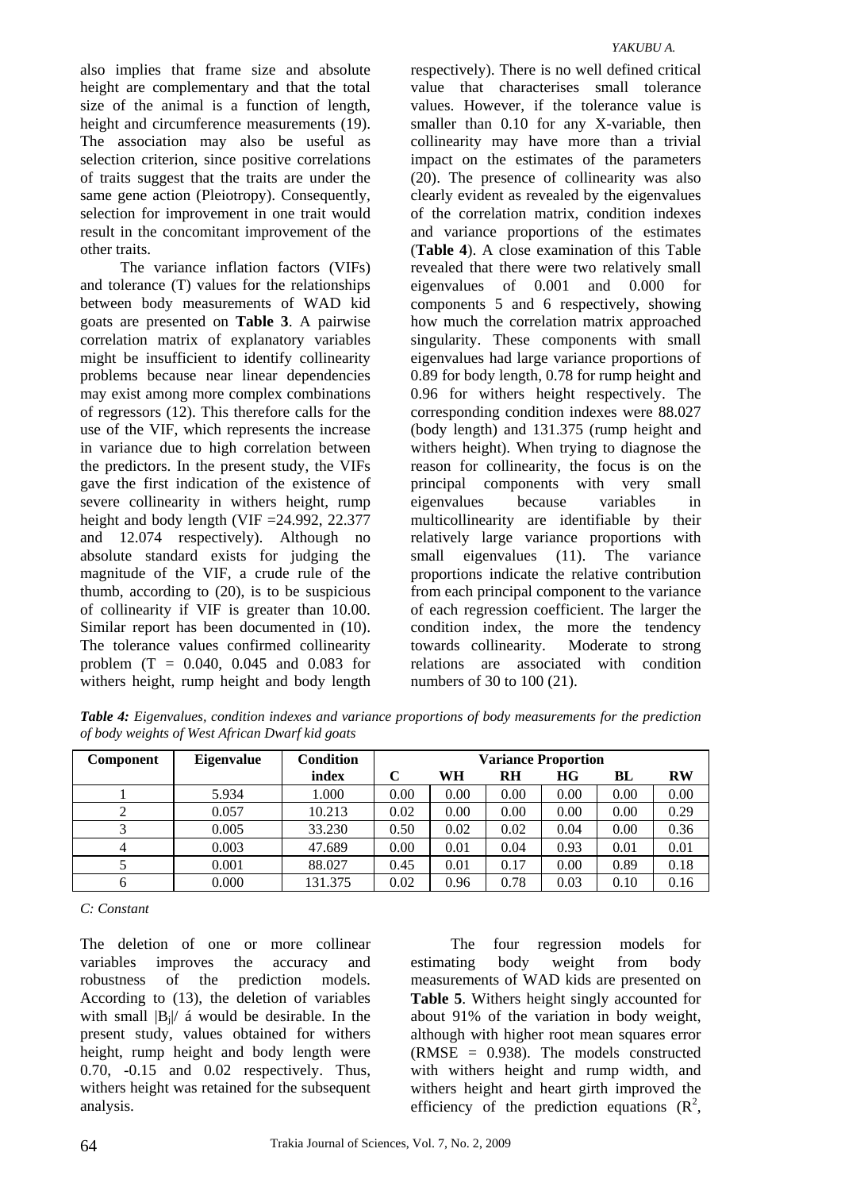also implies that frame size and absolute height are complementary and that the total size of the animal is a function of length, height and circumference measurements (19). The association may also be useful as selection criterion, since positive correlations of traits suggest that the traits are under the same gene action (Pleiotropy). Consequently, selection for improvement in one trait would result in the concomitant improvement of the other traits.

The variance inflation factors (VIFs) and tolerance (T) values for the relationships between body measurements of WAD kid goats are presented on **Table 3**. A pairwise correlation matrix of explanatory variables might be insufficient to identify collinearity problems because near linear dependencies may exist among more complex combinations of regressors (12). This therefore calls for the use of the VIF, which represents the increase in variance due to high correlation between the predictors. In the present study, the VIFs gave the first indication of the existence of severe collinearity in withers height, rump height and body length (VIF =24.992, 22.377 and 12.074 respectively). Although no absolute standard exists for judging the magnitude of the VIF, a crude rule of the thumb, according to (20), is to be suspicious of collinearity if VIF is greater than 10.00. Similar report has been documented in (10). The tolerance values confirmed collinearity problem (T = 0.040, 0.045 and 0.083 for withers height, rump height and body length respectively). There is no well defined critical value that characterises small tolerance values. However, if the tolerance value is smaller than 0.10 for any X-variable, then collinearity may have more than a trivial impact on the estimates of the parameters (20). The presence of collinearity was also clearly evident as revealed by the eigenvalues of the correlation matrix, condition indexes and variance proportions of the estimates (**Table 4**). A close examination of this Table revealed that there were two relatively small eigenvalues of 0.001 and 0.000 for components 5 and 6 respectively, showing how much the correlation matrix approached singularity. These components with small eigenvalues had large variance proportions of 0.89 for body length, 0.78 for rump height and 0.96 for withers height respectively. The corresponding condition indexes were 88.027 (body length) and 131.375 (rump height and withers height). When trying to diagnose the reason for collinearity, the focus is on the principal components with very small eigenvalues because variables in multicollinearity are identifiable by their relatively large variance proportions with small eigenvalues (11). The variance proportions indicate the relative contribution from each principal component to the variance of each regression coefficient. The larger the condition index, the more the tendency towards collinearity. Moderate to strong relations are associated with condition numbers of 30 to 100 (21).

***Table 4:*** *Eigenvalues, condition indexes and variance proportions of body measurements for the prediction of body weights of West African Dwarf kid goats*

| Component | Eigenvalue | Condition index | Variance Proportion | | | | | |
|---|---|---|---|---|---|---|---|---|
| | | | C | WH | RH | HG | BL | RW |
| 1 | 5.934 | 1.000 | 0.00 | 0.00 | 0.00 | 0.00 | 0.00 | 0.00 |
| 2 | 0.057 | 10.213 | 0.02 | 0.00 | 0.00 | 0.00 | 0.00 | 0.29 |
| 3 | 0.005 | 33.230 | 0.50 | 0.02 | 0.02 | 0.04 | 0.00 | 0.36 |
| 4 | 0.003 | 47.689 | 0.00 | 0.01 | 0.04 | 0.93 | 0.01 | 0.01 |
| 5 | 0.001 | 88.027 | 0.45 | 0.01 | 0.17 | 0.00 | 0.89 | 0.18 |
| 6 | 0.000 | 131.375 | 0.02 | 0.96 | 0.78 | 0.03 | 0.10 | 0.16 |

*C: Constant*

The deletion of one or more collinear variables improves the accuracy and robustness of the prediction models. According to (13), the deletion of variables with small $|B_j|/$ á would be desirable. In the present study, values obtained for withers height, rump height and body length were 0.70, -0.15 and 0.02 respectively. Thus, withers height was retained for the subsequent analysis.

The four regression models for estimating body weight from body measurements of WAD kids are presented on **Table 5**. Withers height singly accounted for about 91% of the variation in body weight, although with higher root mean squares error (RMSE = 0.938). The models constructed with withers height and rump width, and withers height and heart girth improved the efficiency of the prediction equations ($R^2$,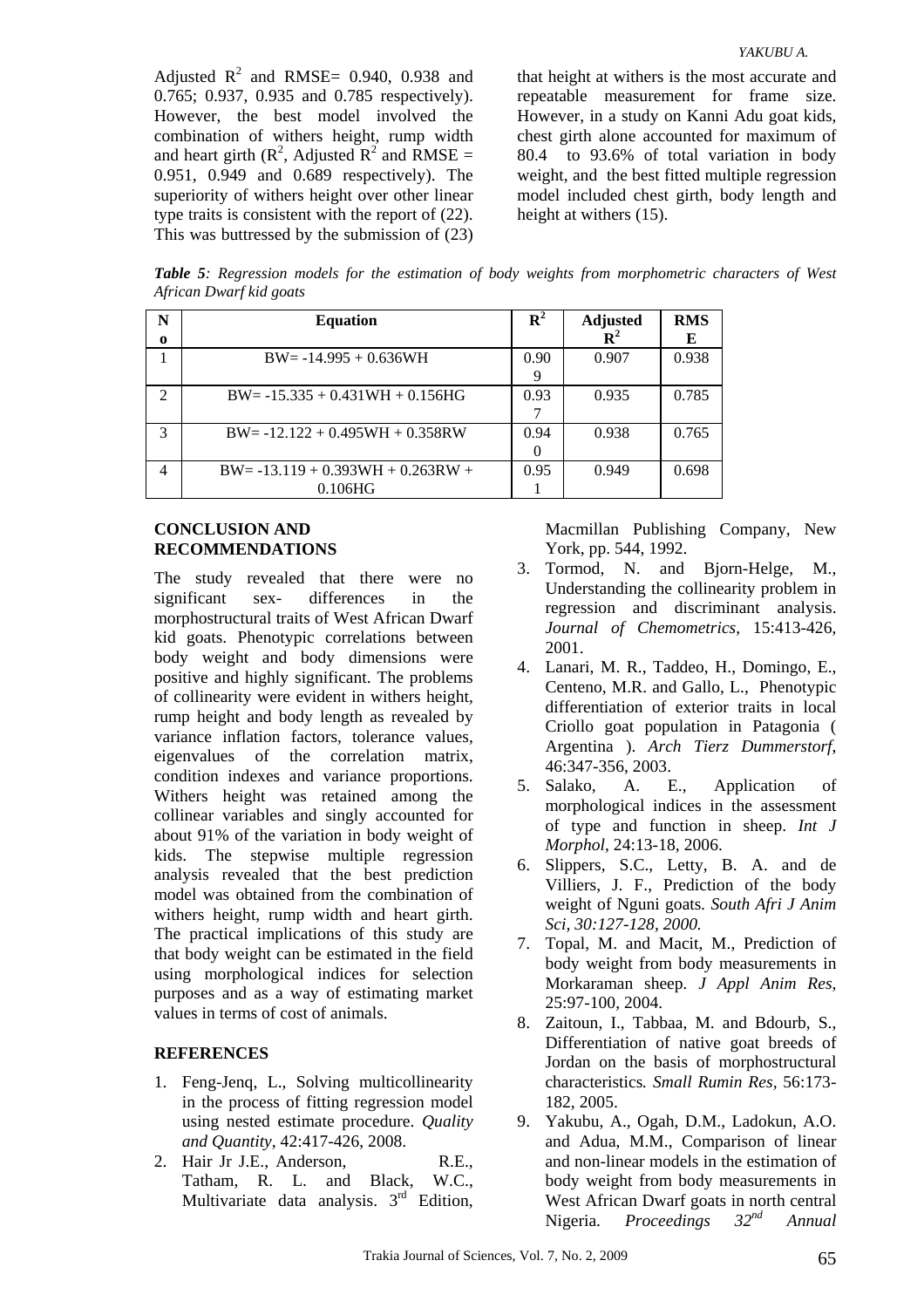Adjusted $R^2$ and RMSE= 0.940, 0.938 and 0.765; 0.937, 0.935 and 0.785 respectively). However, the best model involved the combination of withers height, rump width and heart girth ($R^2$, Adjusted $R^2$ and RMSE = 0.951, 0.949 and 0.689 respectively). The superiority of withers height over other linear type traits is consistent with the report of (22). This was buttressed by the submission of (23) that height at withers is the most accurate and repeatable measurement for frame size. However, in a study on Kanni Adu goat kids, chest girth alone accounted for maximum of 80.4 to 93.6% of total variation in body weight, and the best fitted multiple regression model included chest girth, body length and height at withers (15).

***Table 5**: Regression models for the estimation of body weights from morphometric characters of West African Dwarf kid goats*

| No | Equation | $R^2$ | Adjusted $R^2$ | RMSE |
|---|---|---|---|---|
| 1 | BW= -14.995 + 0.636WH | 0.909 | 0.907 | 0.938 |
| 2 | BW= -15.335 + 0.431WH + 0.156HG | 0.937 | 0.935 | 0.785 |
| 3 | BW= -12.122 + 0.495WH + 0.358RW | 0.940 | 0.938 | 0.765 |
| 4 | BW= -13.119 + 0.393WH + 0.263RW + 0.106HG | 0.951 | 0.949 | 0.698 |

## CONCLUSION AND RECOMMENDATIONS

The study revealed that there were no significant sex- differences in the morphostructural traits of West African Dwarf kid goats. Phenotypic correlations between body weight and body dimensions were positive and highly significant. The problems of collinearity were evident in withers height, rump height and body length as revealed by variance inflation factors, tolerance values, eigenvalues of the correlation matrix, condition indexes and variance proportions. Withers height was retained among the collinear variables and singly accounted for about 91% of the variation in body weight of kids. The stepwise multiple regression analysis revealed that the best prediction model was obtained from the combination of withers height, rump width and heart girth. The practical implications of this study are that body weight can be estimated in the field using morphological indices for selection purposes and as a way of estimating market values in terms of cost of animals.

## REFERENCES

1. Feng-Jenq, L., Solving multicollinearity in the process of fitting regression model using nested estimate procedure. *Quality and Quantity*, 42:417-426, 2008.
2. Hair Jr J.E., Anderson, R.E., Tatham, R. L. and Black, W.C., Multivariate data analysis. 3rd Edition, Macmillan Publishing Company, New York, pp. 544, 1992.
3. Tormod, N. and Bjorn-Helge, M., Understanding the collinearity problem in regression and discriminant analysis. *Journal of Chemometrics*, 15:413-426, 2001.
4. Lanari, M. R., Taddeo, H., Domingo, E., Centeno, M.R. and Gallo, L., Phenotypic differentiation of exterior traits in local Criollo goat population in Patagonia ( Argentina ). *Arch Tierz Dummerstorf*, 46:347-356, 2003.
5. Salako, A. E., Application of morphological indices in the assessment of type and function in sheep. *Int J Morphol*, 24:13-18, 2006.
6. Slippers, S.C., Letty, B. A. and de Villiers, J. F., Prediction of the body weight of Nguni goats*. South Afri J Anim Sci, 30:127-128, 2000.*
7. Topal, M. and Macit, M., Prediction of body weight from body measurements in Morkaraman sheep. *J Appl Anim Res*, 25:97-100, 2004.
8. Zaitoun, I., Tabbaa, M. and Bdourb, S., Differentiation of native goat breeds of Jordan on the basis of morphostructural characteristics*. Small Rumin Res,* 56:173-182, 2005.
9. Yakubu, A., Ogah, D.M., Ladokun, A.O. and Adua, M.M., Comparison of linear and non-linear models in the estimation of body weight from body measurements in West African Dwarf goats in north central Nigeria. *Proceedings 32nd Annual*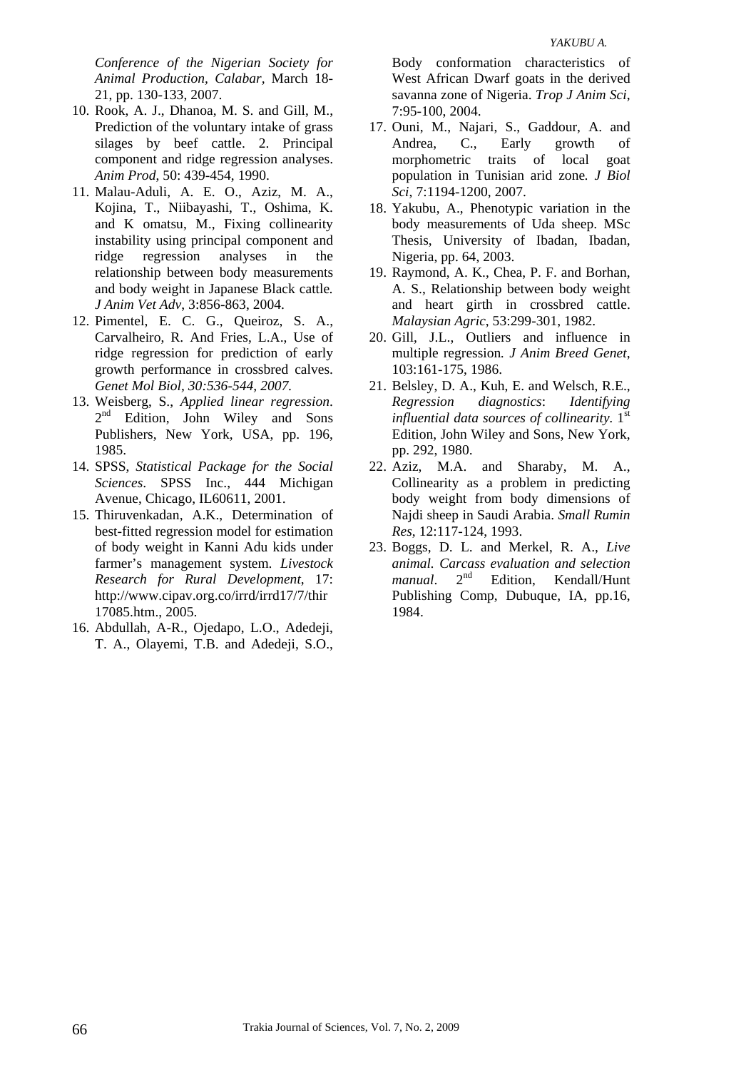*Conference of the Nigerian Society for Animal Production, Calabar*, March 18-21, pp. 130-133, 2007.

10. Rook, A. J., Dhanoa, M. S. and Gill, M., Prediction of the voluntary intake of grass silages by beef cattle. 2. Principal component and ridge regression analyses. *Anim Prod*, 50: 439-454, 1990.
11. Malau-Aduli, A. E. O., Aziz, M. A., Kojina, T., Niibayashi, T., Oshima, K. and K omatsu, M., Fixing collinearity instability using principal component and ridge regression analyses in the relationship between body measurements and body weight in Japanese Black cattle*. J Anim Vet Adv*, 3:856-863, 2004.
12. Pimentel, E. C. G., Queiroz, S. A., Carvalheiro, R. And Fries, L.A., Use of ridge regression for prediction of early growth performance in crossbred calves. *Genet Mol Biol, 30:536-544, 2007.*
13. Weisberg, S., *Applied linear regression*. 2nd Edition, John Wiley and Sons Publishers, New York, USA, pp. 196, 1985.
14. SPSS, *Statistical Package for the Social Sciences*. SPSS Inc., 444 Michigan Avenue, Chicago, IL60611, 2001.
15. Thiruvenkadan, A.K., Determination of best-fitted regression model for estimation of body weight in Kanni Adu kids under farmer's management system. *Livestock Research for Rural Development*, 17: http://www.cipav.org.co/irrd/irrd17/7/thir17085.htm., 2005.
16. Abdullah, A-R., Ojedapo, L.O., Adedeji, T. A., Olayemi, T.B. and Adedeji, S.O., Body conformation characteristics of West African Dwarf goats in the derived savanna zone of Nigeria. *Trop J Anim Sci*, 7:95-100, 2004.
17. Ouni, M., Najari, S., Gaddour, A. and Andrea, C., Early growth of morphometric traits of local goat population in Tunisian arid zone*. J Biol Sci*, 7:1194-1200, 2007.
18. Yakubu, A., Phenotypic variation in the body measurements of Uda sheep. MSc Thesis, University of Ibadan, Ibadan, Nigeria, pp. 64, 2003.
19. Raymond, A. K., Chea, P. F. and Borhan, A. S., Relationship between body weight and heart girth in crossbred cattle. *Malaysian Agric*, 53:299-301, 1982.
20. Gill, J.L., Outliers and influence in multiple regression*. J Anim Breed Genet*, 103:161-175, 1986.
21. Belsley, D. A., Kuh, E. and Welsch, R.E., *Regression diagnostics*: *Identifying influential data sources of collinearity*. 1st Edition, John Wiley and Sons, New York, pp. 292, 1980.
22. Aziz, M.A. and Sharaby, M. A., Collinearity as a problem in predicting body weight from body dimensions of Najdi sheep in Saudi Arabia. *Small Rumin Res*, 12:117-124, 1993.
23. Boggs, D. L. and Merkel, R. A., *Live animal. Carcass evaluation and selection manual*. 2nd Edition, Kendall/Hunt Publishing Comp, Dubuque, IA, pp.16, 1984.